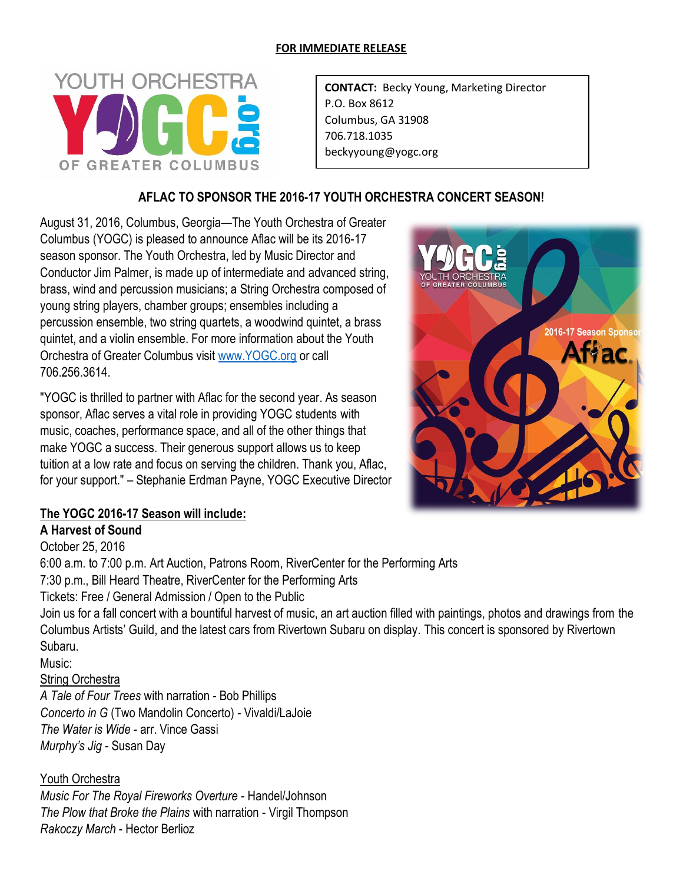**FOR IMMEDIATE RELEASE**

YOUTH ORCHESTRA YOGC.org OF GREATER COLUMBUS

**CONTACT:** Becky Young, Marketing Director
P.O. Box 8612
Columbus, GA 31908
706.718.1035
beckyyoung@yogc.org

## AFLAC TO SPONSOR THE 2016-17 YOUTH ORCHESTRA CONCERT SEASON!

August 31, 2016, Columbus, Georgia—The Youth Orchestra of Greater Columbus (YOGC) is pleased to announce Aflac will be its 2016-17 season sponsor. The Youth Orchestra, led by Music Director and Conductor Jim Palmer, is made up of intermediate and advanced string, brass, wind and percussion musicians; a String Orchestra composed of young string players, chamber groups; ensembles including a percussion ensemble, two string quartets, a woodwind quintet, a brass quintet, and a violin ensemble. For more information about the Youth Orchestra of Greater Columbus visit [www.YOGC.org](http://www.YOGC.org) or call 706.256.3614.

"YOGC is thrilled to partner with Aflac for the second year. As season sponsor, Aflac serves a vital role in providing YOGC students with music, coaches, performance space, and all of the other things that make YOGC a success. Their generous support allows us to keep tuition at a low rate and focus on serving the children. Thank you, Aflac, for your support." – Stephanie Erdman Payne, YOGC Executive Director

**The YOGC 2016-17 Season will include:**

**A Harvest of Sound**
October 25, 2016
6:00 a.m. to 7:00 p.m. Art Auction, Patrons Room, RiverCenter for the Performing Arts
7:30 p.m., Bill Heard Theatre, RiverCenter for the Performing Arts
Tickets: Free / General Admission / Open to the Public
Join us for a fall concert with a bountiful harvest of music, an art auction filled with paintings, photos and drawings from the Columbus Artists' Guild, and the latest cars from Rivertown Subaru on display. This concert is sponsored by Rivertown Subaru.
Music:

String Orchestra
*A Tale of Four Trees* with narration - Bob Phillips
*Concerto in G* (Two Mandolin Concerto) - Vivaldi/LaJoie
*The Water is Wide* - arr. Vince Gassi
*Murphy's Jig* - Susan Day

Youth Orchestra
*Music For The Royal Fireworks Overture* - Handel/Johnson
*The Plow that Broke the Plains* with narration - Virgil Thompson
*Rakoczy March* - Hector Berlioz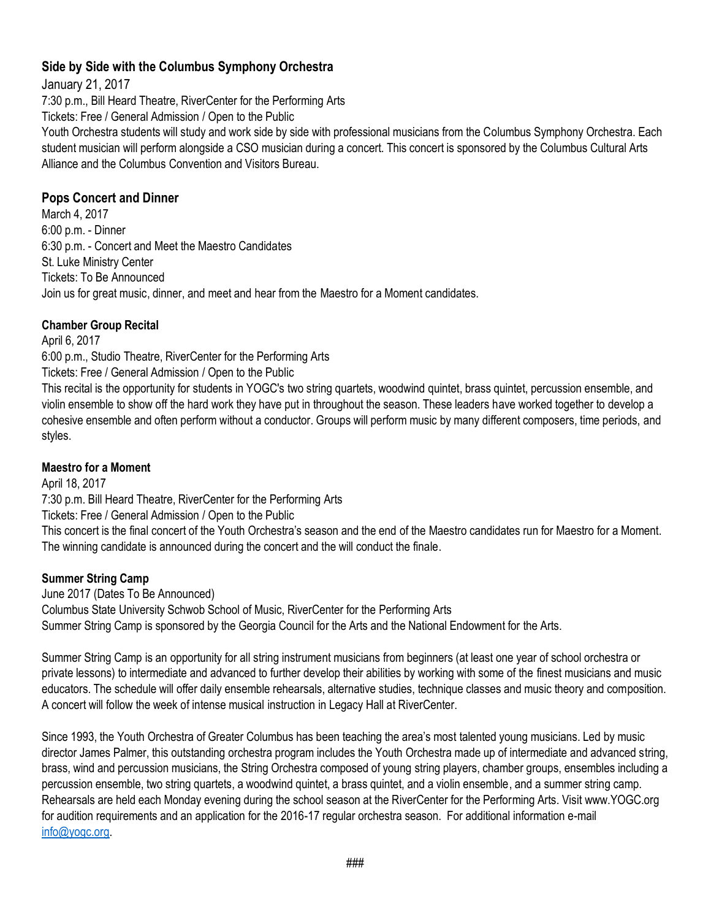### Side by Side with the Columbus Symphony Orchestra

January 21, 2017
7:30 p.m., Bill Heard Theatre, RiverCenter for the Performing Arts
Tickets: Free / General Admission / Open to the Public
Youth Orchestra students will study and work side by side with professional musicians from the Columbus Symphony Orchestra. Each student musician will perform alongside a CSO musician during a concert. This concert is sponsored by the Columbus Cultural Arts Alliance and the Columbus Convention and Visitors Bureau.

### Pops Concert and Dinner

March 4, 2017
6:00 p.m. - Dinner
6:30 p.m. - Concert and Meet the Maestro Candidates
St. Luke Ministry Center
Tickets: To Be Announced
Join us for great music, dinner, and meet and hear from the Maestro for a Moment candidates.

### Chamber Group Recital

April 6, 2017
6:00 p.m., Studio Theatre, RiverCenter for the Performing Arts
Tickets: Free / General Admission / Open to the Public
This recital is the opportunity for students in YOGC's two string quartets, woodwind quintet, brass quintet, percussion ensemble, and violin ensemble to show off the hard work they have put in throughout the season. These leaders have worked together to develop a cohesive ensemble and often perform without a conductor. Groups will perform music by many different composers, time periods, and styles.

### Maestro for a Moment

April 18, 2017
7:30 p.m. Bill Heard Theatre, RiverCenter for the Performing Arts
Tickets: Free / General Admission / Open to the Public
This concert is the final concert of the Youth Orchestra's season and the end of the Maestro candidates run for Maestro for a Moment. The winning candidate is announced during the concert and the will conduct the finale.

### Summer String Camp

June 2017 (Dates To Be Announced)
Columbus State University Schwob School of Music, RiverCenter for the Performing Arts
Summer String Camp is sponsored by the Georgia Council for the Arts and the National Endowment for the Arts.

Summer String Camp is an opportunity for all string instrument musicians from beginners (at least one year of school orchestra or private lessons) to intermediate and advanced to further develop their abilities by working with some of the finest musicians and music educators. The schedule will offer daily ensemble rehearsals, alternative studies, technique classes and music theory and composition. A concert will follow the week of intense musical instruction in Legacy Hall at RiverCenter.

Since 1993, the Youth Orchestra of Greater Columbus has been teaching the area's most talented young musicians. Led by music director James Palmer, this outstanding orchestra program includes the Youth Orchestra made up of intermediate and advanced string, brass, wind and percussion musicians, the String Orchestra composed of young string players, chamber groups, ensembles including a percussion ensemble, two string quartets, a woodwind quintet, a brass quintet, and a violin ensemble, and a summer string camp. Rehearsals are held each Monday evening during the school season at the RiverCenter for the Performing Arts. Visit www.YOGC.org for audition requirements and an application for the 2016-17 regular orchestra season. For additional information e-mail info@yogc.org.

###